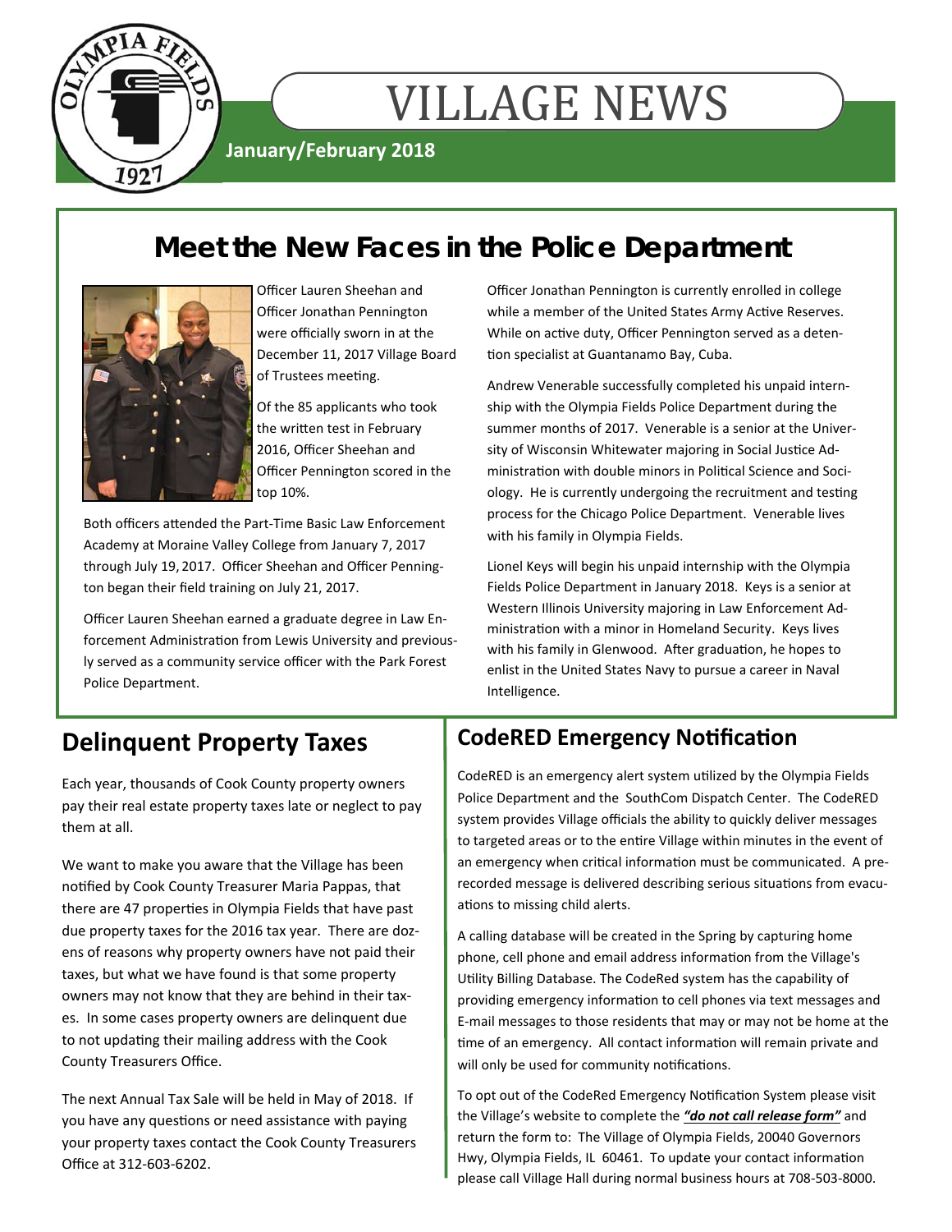# VILLAGE NEWS

**January/February 2018**

## Meet the New Faces in the Police Department

Officer Lauren Sheehan and Officer Jonathan Pennington were officially sworn in at the December 11, 2017 Village Board of Trustees meeting.

Of the 85 applicants who took the written test in February 2016, Officer Sheehan and Officer Pennington scored in the top 10%.

Both officers attended the Part-Time Basic Law Enforcement Academy at Moraine Valley College from January 7, 2017 through July 19, 2017. Officer Sheehan and Officer Pennington began their field training on July 21, 2017.

Officer Lauren Sheehan earned a graduate degree in Law Enforcement Administration from Lewis University and previously served as a community service officer with the Park Forest Police Department.

Officer Jonathan Pennington is currently enrolled in college while a member of the United States Army Active Reserves. While on active duty, Officer Pennington served as a detention specialist at Guantanamo Bay, Cuba.

Andrew Venerable successfully completed his unpaid internship with the Olympia Fields Police Department during the summer months of 2017. Venerable is a senior at the University of Wisconsin Whitewater majoring in Social Justice Administration with double minors in Political Science and Sociology. He is currently undergoing the recruitment and testing process for the Chicago Police Department. Venerable lives with his family in Olympia Fields.

Lionel Keys will begin his unpaid internship with the Olympia Fields Police Department in January 2018. Keys is a senior at Western Illinois University majoring in Law Enforcement Administration with a minor in Homeland Security. Keys lives with his family in Glenwood. After graduation, he hopes to enlist in the United States Navy to pursue a career in Naval Intelligence.

## Delinquent Property Taxes

Each year, thousands of Cook County property owners pay their real estate property taxes late or neglect to pay them at all.

We want to make you aware that the Village has been notified by Cook County Treasurer Maria Pappas, that there are 47 properties in Olympia Fields that have past due property taxes for the 2016 tax year. There are dozens of reasons why property owners have not paid their taxes, but what we have found is that some property owners may not know that they are behind in their taxes. In some cases property owners are delinquent due to not updating their mailing address with the Cook County Treasurers Office.

The next Annual Tax Sale will be held in May of 2018. If you have any questions or need assistance with paying your property taxes contact the Cook County Treasurers Office at 312-603-6202.

## CodeRED Emergency Notification

CodeRED is an emergency alert system utilized by the Olympia Fields Police Department and the SouthCom Dispatch Center. The CodeRED system provides Village officials the ability to quickly deliver messages to targeted areas or to the entire Village within minutes in the event of an emergency when critical information must be communicated. A pre-recorded message is delivered describing serious situations from evacuations to missing child alerts.

A calling database will be created in the Spring by capturing home phone, cell phone and email address information from the Village's Utility Billing Database. The CodeRed system has the capability of providing emergency information to cell phones via text messages and E-mail messages to those residents that may or may not be home at the time of an emergency. All contact information will remain private and will only be used for community notifications.

To opt out of the CodeRed Emergency Notification System please visit the Village's website to complete the ***"do not call release form"*** and return the form to: The Village of Olympia Fields, 20040 Governors Hwy, Olympia Fields, IL 60461. To update your contact information please call Village Hall during normal business hours at 708-503-8000.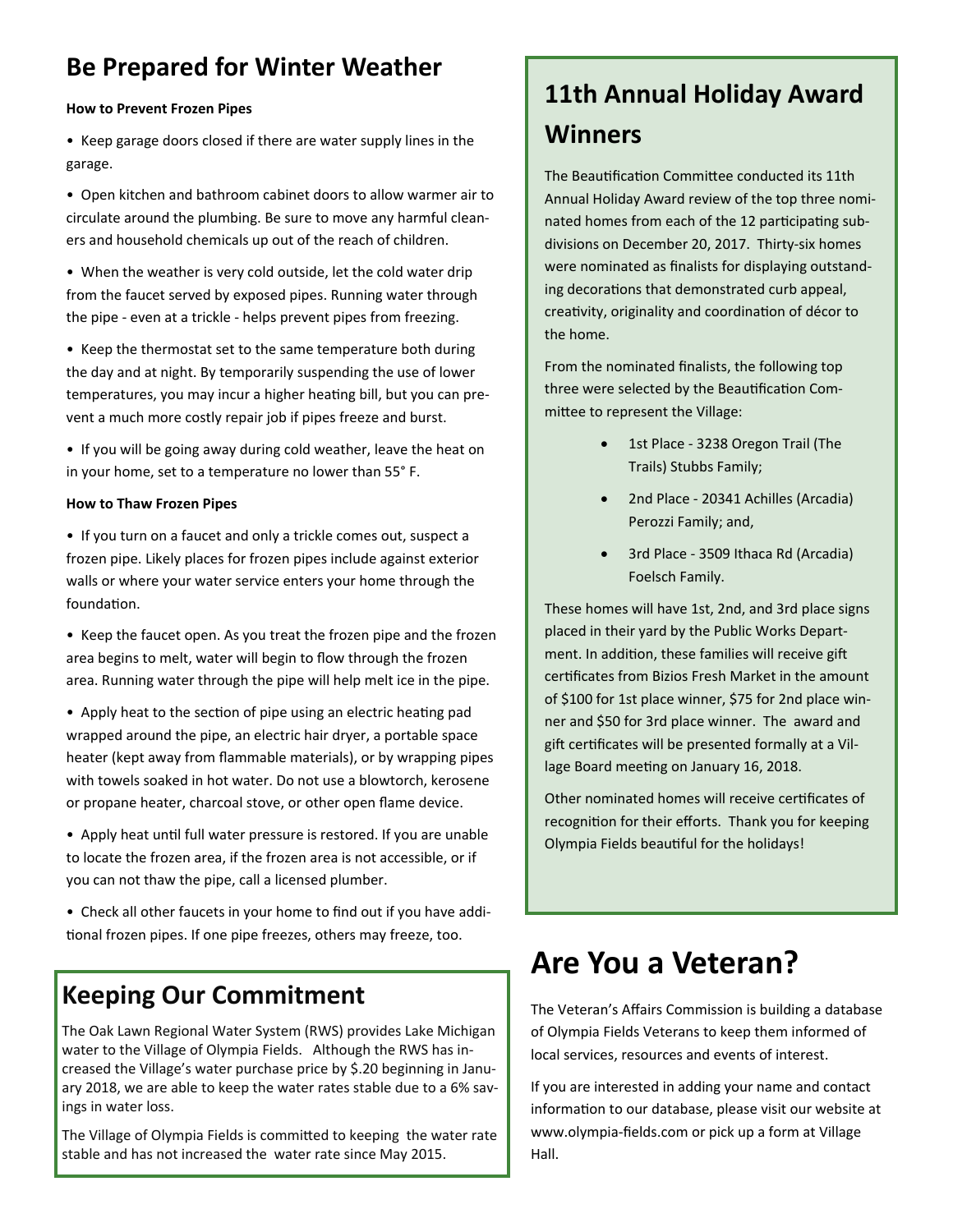## Be Prepared for Winter Weather

**How to Prevent Frozen Pipes**

- Keep garage doors closed if there are water supply lines in the garage.
- Open kitchen and bathroom cabinet doors to allow warmer air to circulate around the plumbing. Be sure to move any harmful cleaners and household chemicals up out of the reach of children.
- When the weather is very cold outside, let the cold water drip from the faucet served by exposed pipes. Running water through the pipe - even at a trickle - helps prevent pipes from freezing.
- Keep the thermostat set to the same temperature both during the day and at night. By temporarily suspending the use of lower temperatures, you may incur a higher heating bill, but you can prevent a much more costly repair job if pipes freeze and burst.
- If you will be going away during cold weather, leave the heat on in your home, set to a temperature no lower than 55° F.

**How to Thaw Frozen Pipes**

- If you turn on a faucet and only a trickle comes out, suspect a frozen pipe. Likely places for frozen pipes include against exterior walls or where your water service enters your home through the foundation.
- Keep the faucet open. As you treat the frozen pipe and the frozen area begins to melt, water will begin to flow through the frozen area. Running water through the pipe will help melt ice in the pipe.
- Apply heat to the section of pipe using an electric heating pad wrapped around the pipe, an electric hair dryer, a portable space heater (kept away from flammable materials), or by wrapping pipes with towels soaked in hot water. Do not use a blowtorch, kerosene or propane heater, charcoal stove, or other open flame device.
- Apply heat until full water pressure is restored. If you are unable to locate the frozen area, if the frozen area is not accessible, or if you can not thaw the pipe, call a licensed plumber.
- Check all other faucets in your home to find out if you have additional frozen pipes. If one pipe freezes, others may freeze, too.

## Keeping Our Commitment

The Oak Lawn Regional Water System (RWS) provides Lake Michigan water to the Village of Olympia Fields. Although the RWS has increased the Village's water purchase price by $.20 beginning in January 2018, we are able to keep the water rates stable due to a 6% savings in water loss.

The Village of Olympia Fields is committed to keeping the water rate stable and has not increased the water rate since May 2015.

## 11th Annual Holiday Award Winners

The Beautification Committee conducted its 11th Annual Holiday Award review of the top three nominated homes from each of the 12 participating subdivisions on December 20, 2017. Thirty-six homes were nominated as finalists for displaying outstanding decorations that demonstrated curb appeal, creativity, originality and coordination of décor to the home.

From the nominated finalists, the following top three were selected by the Beautification Committee to represent the Village:

- 1st Place - 3238 Oregon Trail (The Trails) Stubbs Family;
- 2nd Place - 20341 Achilles (Arcadia) Perozzi Family; and,
- 3rd Place - 3509 Ithaca Rd (Arcadia) Foelsch Family.

These homes will have 1st, 2nd, and 3rd place signs placed in their yard by the Public Works Department. In addition, these families will receive gift certificates from Bizios Fresh Market in the amount of $100 for 1st place winner, $75 for 2nd place winner and $50 for 3rd place winner. The award and gift certificates will be presented formally at a Village Board meeting on January 16, 2018.

Other nominated homes will receive certificates of recognition for their efforts. Thank you for keeping Olympia Fields beautiful for the holidays!

# Are You a Veteran?

The Veteran's Affairs Commission is building a database of Olympia Fields Veterans to keep them informed of local services, resources and events of interest.

If you are interested in adding your name and contact information to our database, please visit our website at www.olympia-fields.com or pick up a form at Village Hall.